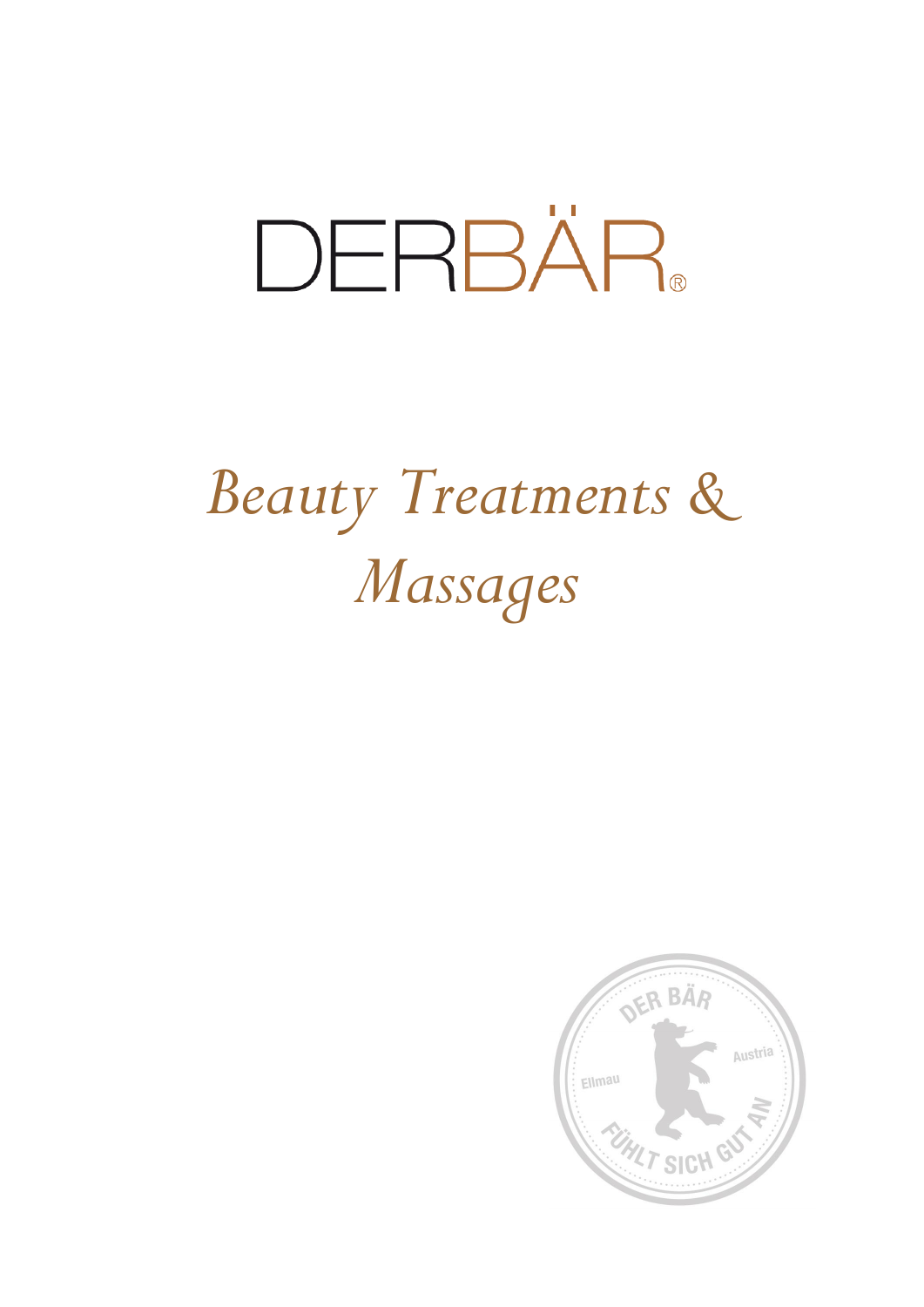# DERBÄR®

## *Beauty Treatments & Massages*

DER BÄR
Ellmau
Austria
FÜHLT SICH GUT AN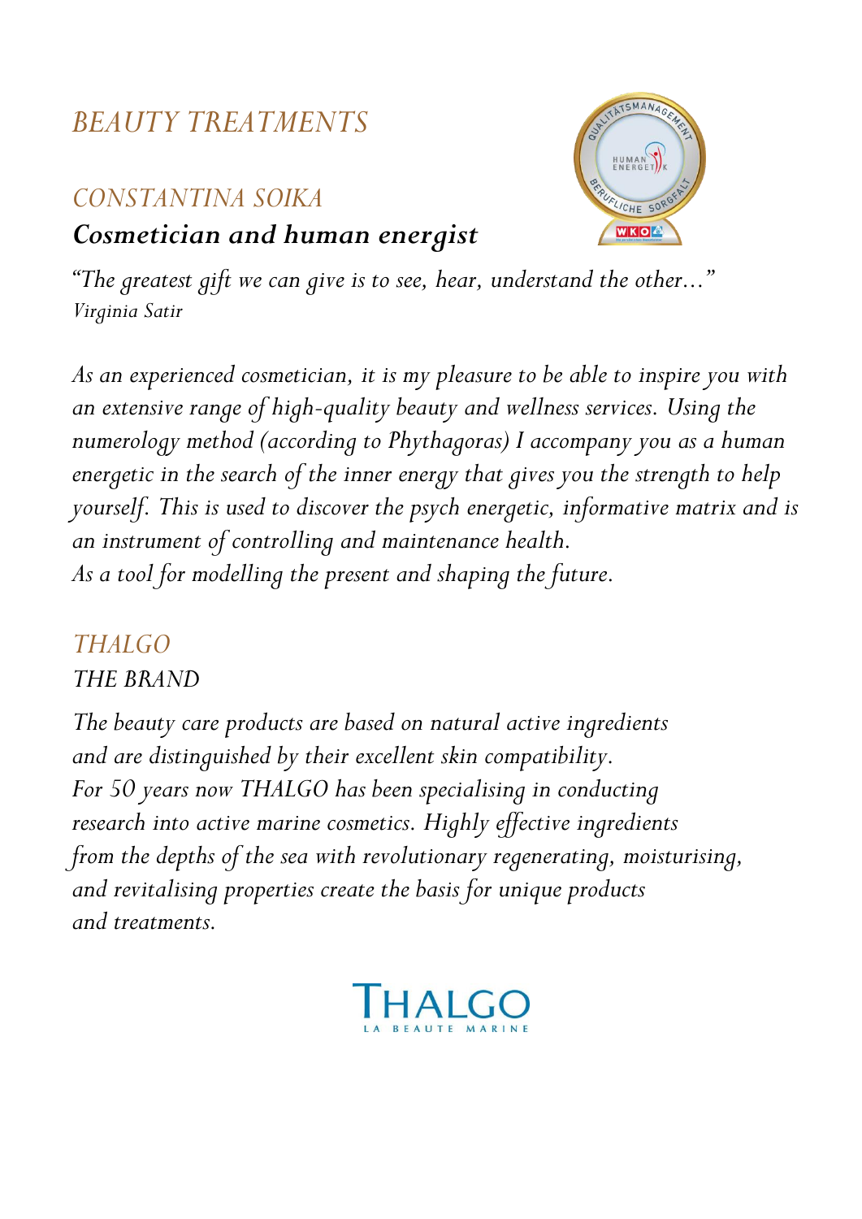# *BEAUTY TREATMENTS*

## *CONSTANTINA SOIKA*

### ***Cosmetician and human energist***

*"The greatest gift we can give is to see, hear, understand the other..."*
*Virginia Satir*

*As an experienced cosmetician, it is my pleasure to be able to inspire you with an extensive range of high-quality beauty and wellness services. Using the numerology method (according to Phythagoras) I accompany you as a human energetic in the search of the inner energy that gives you the strength to help yourself. This is used to discover the psych energetic, informative matrix and is an instrument of controlling and maintenance health.*
*As a tool for modelling the present and shaping the future.*

## *THALGO*

*THE BRAND*

*The beauty care products are based on natural active ingredients and are distinguished by their excellent skin compatibility.*
*For 50 years now THALGO has been specialising in conducting research into active marine cosmetics. Highly effective ingredients from the depths of the sea with revolutionary regenerating, moisturising, and revitalising properties create the basis for unique products and treatments.*

THALGO
LA BEAUTE MARINE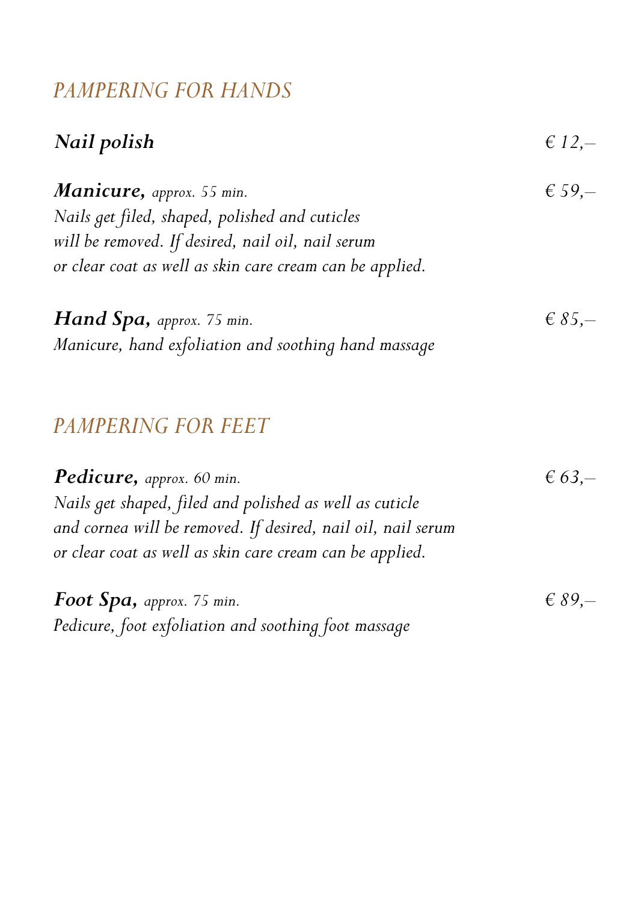## *PAMPERING FOR HANDS*

***Nail polish*** *€ 12,–*

***Manicure,*** *approx. 55 min.* *€ 59,–*
*Nails get filed, shaped, polished and cuticles will be removed. If desired, nail oil, nail serum or clear coat as well as skin care cream can be applied.*

***Hand Spa,*** *approx. 75 min.* *€ 85,–*
*Manicure, hand exfoliation and soothing hand massage*

## *PAMPERING FOR FEET*

***Pedicure,*** *approx. 60 min.* *€ 63,–*
*Nails get shaped, filed and polished as well as cuticle and cornea will be removed. If desired, nail oil, nail serum or clear coat as well as skin care cream can be applied.*

***Foot Spa,*** *approx. 75 min.* *€ 89,–*
*Pedicure, foot exfoliation and soothing foot massage*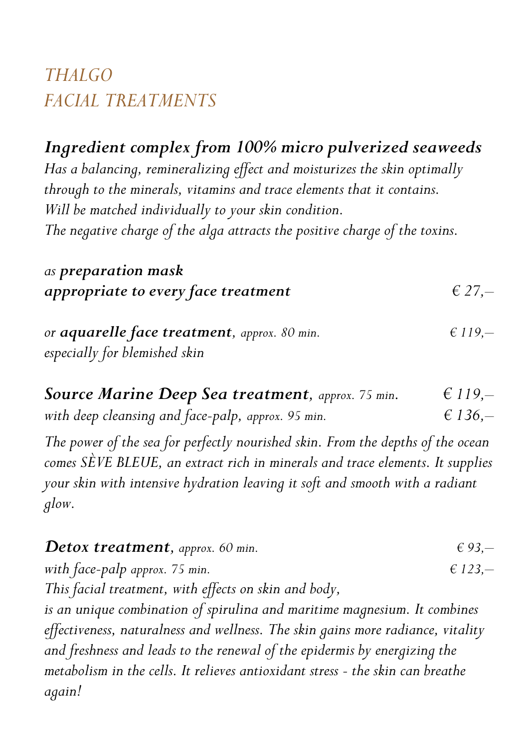# *THALGO*
# *FACIAL TREATMENTS*

***Ingredient complex from 100% micro pulverized seaweeds***
*Has a balancing, remineralizing effect and moisturizes the skin optimally through to the minerals, vitamins and trace elements that it contains. Will be matched individually to your skin condition. The negative charge of the alga attracts the positive charge of the toxins.*

*as* ***preparation mask***
***appropriate to every face treatment*** *€ 27,–*

*or* ***aquarelle face treatment****, approx. 80 min.* *€ 119,–*
*especially for blemished skin*

***Source Marine Deep Sea treatment****, approx. 75 min.* *€ 119,–*
*with deep cleansing and face-palp, approx. 95 min.* *€ 136,–*

*The power of the sea for perfectly nourished skin. From the depths of the ocean comes SÈVE BLEUE, an extract rich in minerals and trace elements. It supplies your skin with intensive hydration leaving it soft and smooth with a radiant glow.*

***Detox treatment****, approx. 60 min.* *€ 93,–*
*with face-palp approx. 75 min.* *€ 123,–*
*This facial treatment, with effects on skin and body, is an unique combination of spirulina and maritime magnesium. It combines effectiveness, naturalness and wellness. The skin gains more radiance, vitality and freshness and leads to the renewal of the epidermis by energizing the metabolism in the cells. It relieves antioxidant stress - the skin can breathe again!*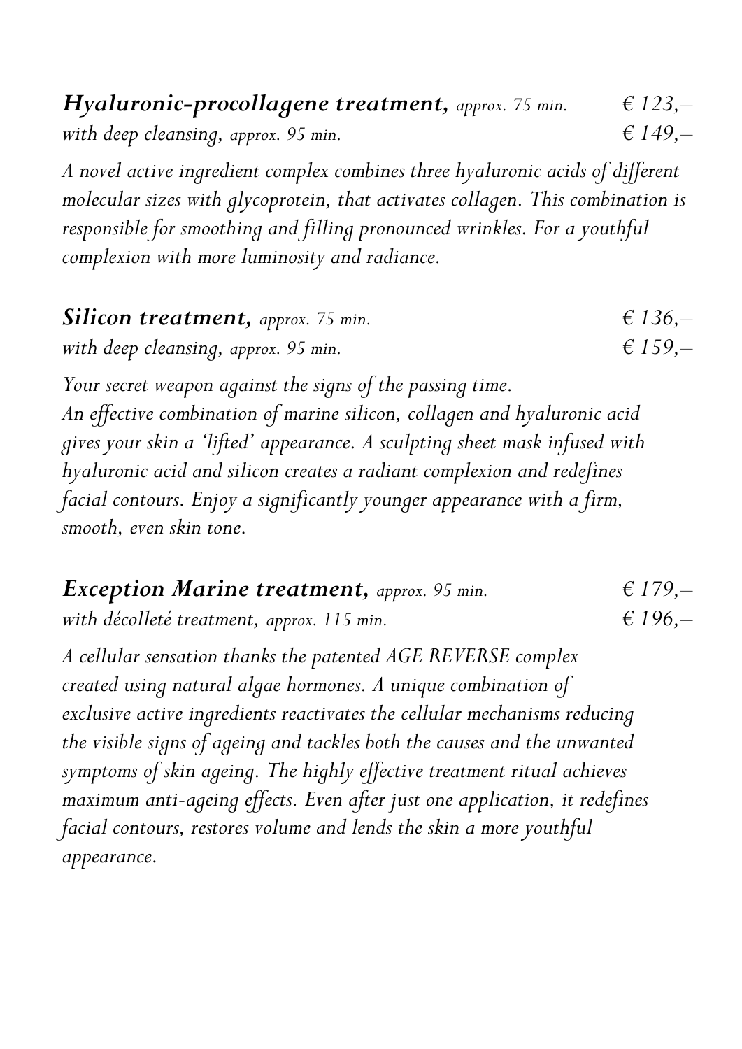***Hyaluronic-procollagene treatment,*** *approx. 75 min.* *€ 123,–*
*with deep cleansing, approx. 95 min.* *€ 149,–*

*A novel active ingredient complex combines three hyaluronic acids of different molecular sizes with glycoprotein, that activates collagen. This combination is responsible for smoothing and filling pronounced wrinkles. For a youthful complexion with more luminosity and radiance.*

***Silicon treatment,*** *approx. 75 min.* *€ 136,–*
*with deep cleansing, approx. 95 min.* *€ 159,–*

*Your secret weapon against the signs of the passing time.*
*An effective combination of marine silicon, collagen and hyaluronic acid gives your skin a 'lifted' appearance. A sculpting sheet mask infused with hyaluronic acid and silicon creates a radiant complexion and redefines facial contours. Enjoy a significantly younger appearance with a firm, smooth, even skin tone.*

***Exception Marine treatment,*** *approx. 95 min.* *€ 179,–*
*with décolleté treatment, approx. 115 min.* *€ 196,–*

*A cellular sensation thanks the patented AGE REVERSE complex created using natural algae hormones. A unique combination of exclusive active ingredients reactivates the cellular mechanisms reducing the visible signs of ageing and tackles both the causes and the unwanted symptoms of skin ageing. The highly effective treatment ritual achieves maximum anti-ageing effects. Even after just one application, it redefines facial contours, restores volume and lends the skin a more youthful appearance.*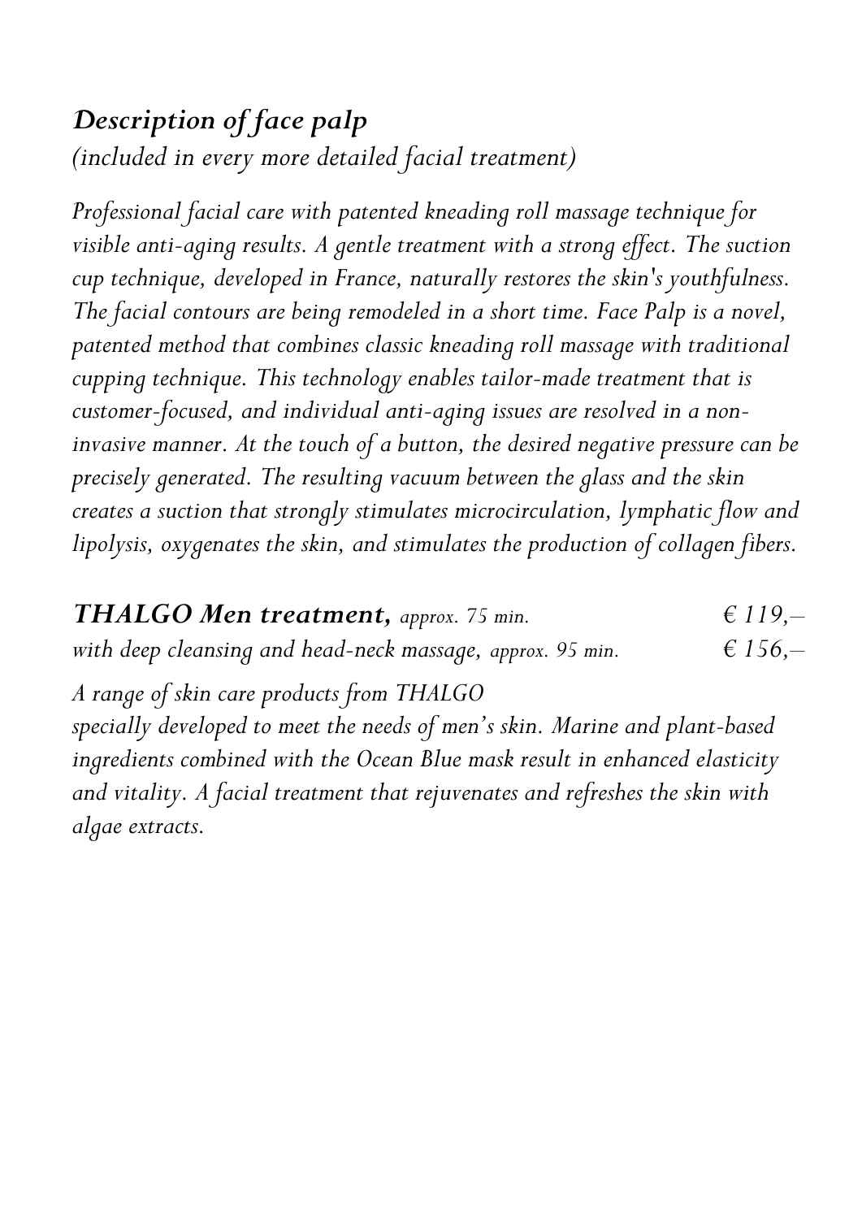## *Description of face palp*

*(included in every more detailed facial treatment)*

*Professional facial care with patented kneading roll massage technique for visible anti-aging results. A gentle treatment with a strong effect. The suction cup technique, developed in France, naturally restores the skin's youthfulness. The facial contours are being remodeled in a short time. Face Palp is a novel, patented method that combines classic kneading roll massage with traditional cupping technique. This technology enables tailor-made treatment that is customer-focused, and individual anti-aging issues are resolved in a non-invasive manner. At the touch of a button, the desired negative pressure can be precisely generated. The resulting vacuum between the glass and the skin creates a suction that strongly stimulates microcirculation, lymphatic flow and lipolysis, oxygenates the skin, and stimulates the production of collagen fibers.*

***THALGO Men treatment,*** *approx. 75 min.* — *€ 119,–*

*with deep cleansing and head-neck massage, approx. 95 min.* — *€ 156,–*

*A range of skin care products from THALGO specially developed to meet the needs of men's skin. Marine and plant-based ingredients combined with the Ocean Blue mask result in enhanced elasticity and vitality. A facial treatment that rejuvenates and refreshes the skin with algae extracts.*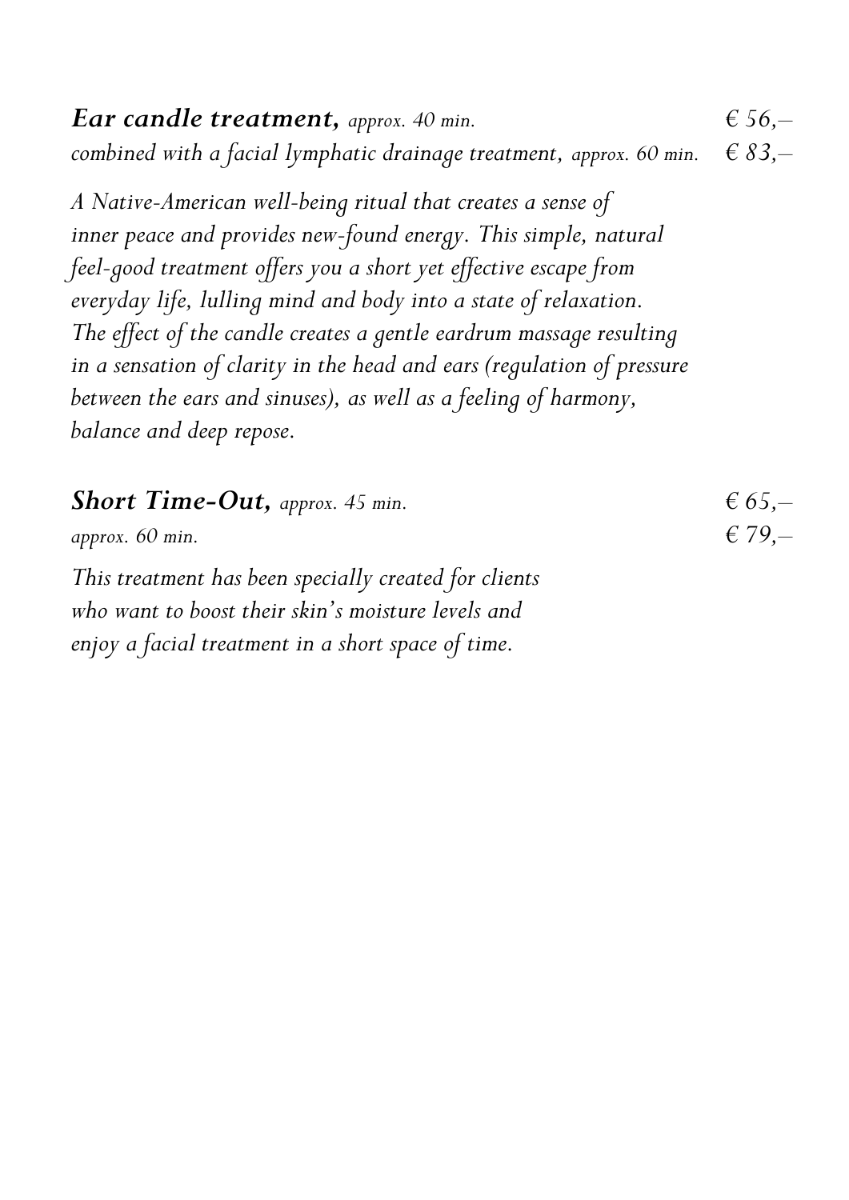***Ear candle treatment,*** *approx. 40 min.* — *€ 56,–*
*combined with a facial lymphatic drainage treatment, approx. 60 min.* — *€ 83,–*

*A Native-American well-being ritual that creates a sense of inner peace and provides new-found energy. This simple, natural feel-good treatment offers you a short yet effective escape from everyday life, lulling mind and body into a state of relaxation. The effect of the candle creates a gentle eardrum massage resulting in a sensation of clarity in the head and ears (regulation of pressure between the ears and sinuses), as well as a feeling of harmony, balance and deep repose.*

***Short Time-Out,*** *approx. 45 min.* — *€ 65,–*
*approx. 60 min.* — *€ 79,–*

*This treatment has been specially created for clients who want to boost their skin's moisture levels and enjoy a facial treatment in a short space of time.*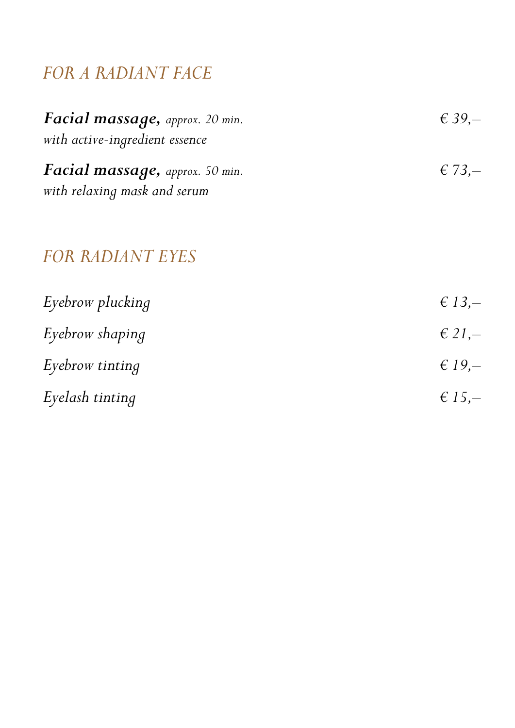## *FOR A RADIANT FACE*

***Facial massage,*** *approx. 20 min.* *€ 39,–*
*with active-ingredient essence*

***Facial massage,*** *approx. 50 min.* *€ 73,–*
*with relaxing mask and serum*

## *FOR RADIANT EYES*

*Eyebrow plucking* *€ 13,–*

*Eyebrow shaping* *€ 21,–*

*Eyebrow tinting* *€ 19,–*

*Eyelash tinting* *€ 15,–*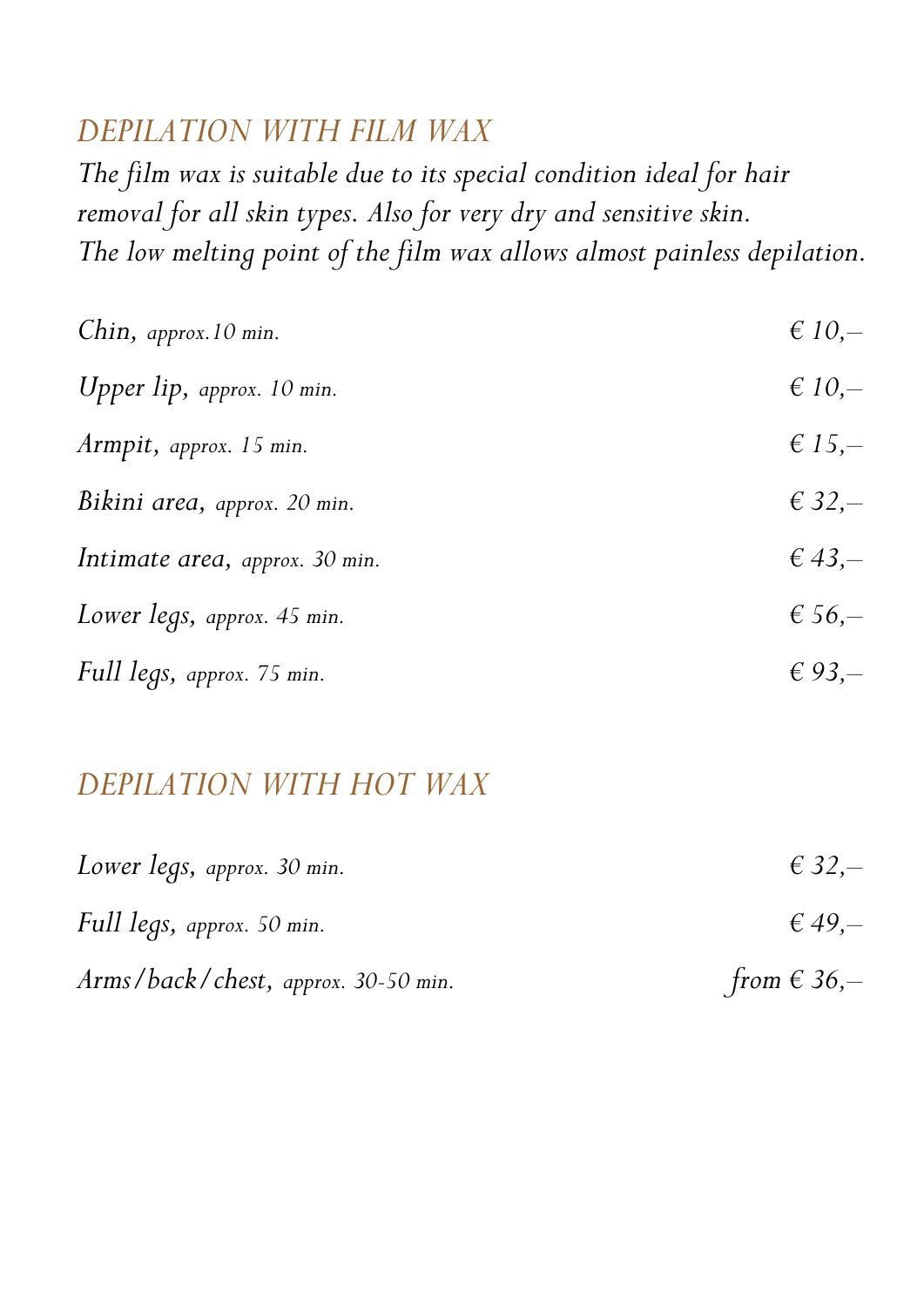## *DEPILATION WITH FILM WAX*

*The film wax is suitable due to its special condition ideal for hair removal for all skin types. Also for very dry and sensitive skin. The low melting point of the film wax allows almost painless depilation.*

| | |
|---|---|
| *Chin, approx.10 min.* | *€ 10,–* |
| *Upper lip, approx. 10 min.* | *€ 10,–* |
| *Armpit, approx. 15 min.* | *€ 15,–* |
| *Bikini area, approx. 20 min.* | *€ 32,–* |
| *Intimate area, approx. 30 min.* | *€ 43,–* |
| *Lower legs, approx. 45 min.* | *€ 56,–* |
| *Full legs, approx. 75 min.* | *€ 93,–* |

## *DEPILATION WITH HOT WAX*

| | |
|---|---|
| *Lower legs, approx. 30 min.* | *€ 32,–* |
| *Full legs, approx. 50 min.* | *€ 49,–* |
| *Arms/back/chest, approx. 30-50 min.* | *from € 36,–* |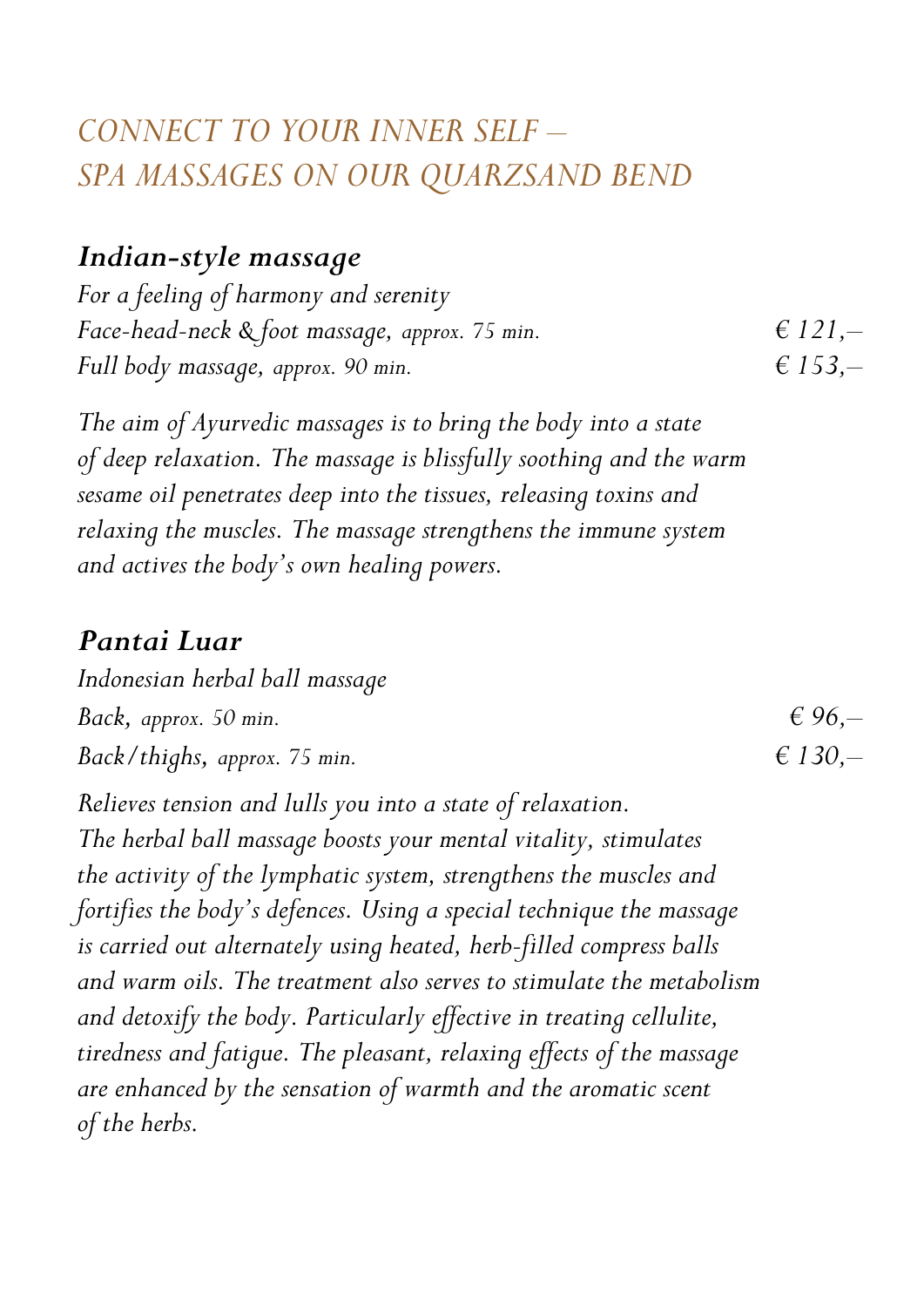# *CONNECT TO YOUR INNER SELF – SPA MASSAGES ON OUR QUARZSAND BEND*

## ***Indian-style massage***

*For a feeling of harmony and serenity*

| | |
|---|---|
| *Face-head-neck & foot massage, approx. 75 min.* | *€ 121,–* |
| *Full body massage, approx. 90 min.* | *€ 153,–* |

*The aim of Ayurvedic massages is to bring the body into a state of deep relaxation. The massage is blissfully soothing and the warm sesame oil penetrates deep into the tissues, releasing toxins and relaxing the muscles. The massage strengthens the immune system and actives the body's own healing powers.*

## ***Pantai Luar***

*Indonesian herbal ball massage*

| | |
|---|---|
| *Back, approx. 50 min.* | *€ 96,–* |
| *Back/thighs, approx. 75 min.* | *€ 130,–* |

*Relieves tension and lulls you into a state of relaxation. The herbal ball massage boosts your mental vitality, stimulates the activity of the lymphatic system, strengthens the muscles and fortifies the body's defences. Using a special technique the massage is carried out alternately using heated, herb-filled compress balls and warm oils. The treatment also serves to stimulate the metabolism and detoxify the body. Particularly effective in treating cellulite, tiredness and fatigue. The pleasant, relaxing effects of the massage are enhanced by the sensation of warmth and the aromatic scent of the herbs.*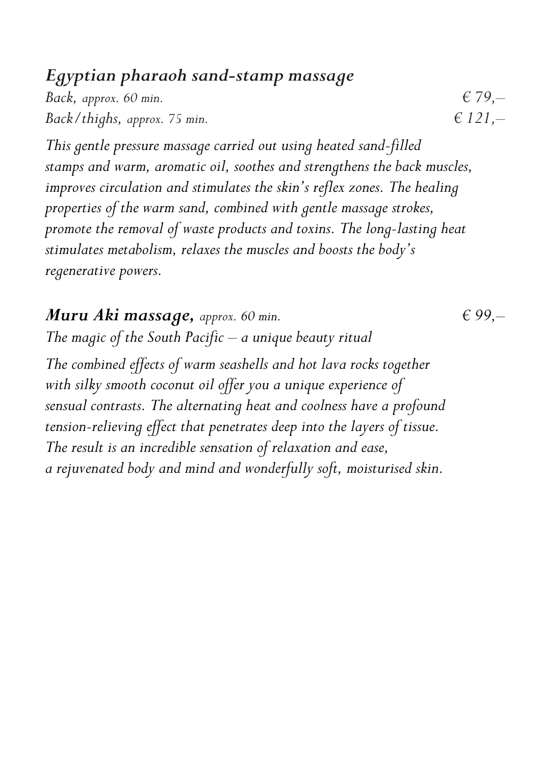## *Egyptian pharaoh sand-stamp massage*

*Back, approx. 60 min.* € 79,–

*Back/thighs, approx. 75 min.* € 121,–

*This gentle pressure massage carried out using heated sand-filled stamps and warm, aromatic oil, soothes and strengthens the back muscles, improves circulation and stimulates the skin's reflex zones. The healing properties of the warm sand, combined with gentle massage strokes, promote the removal of waste products and toxins. The long-lasting heat stimulates metabolism, relaxes the muscles and boosts the body's regenerative powers.*

## *Muru Aki massage, approx. 60 min.* € 99,–

*The magic of the South Pacific – a unique beauty ritual*

*The combined effects of warm seashells and hot lava rocks together with silky smooth coconut oil offer you a unique experience of sensual contrasts. The alternating heat and coolness have a profound tension-relieving effect that penetrates deep into the layers of tissue. The result is an incredible sensation of relaxation and ease, a rejuvenated body and mind and wonderfully soft, moisturised skin.*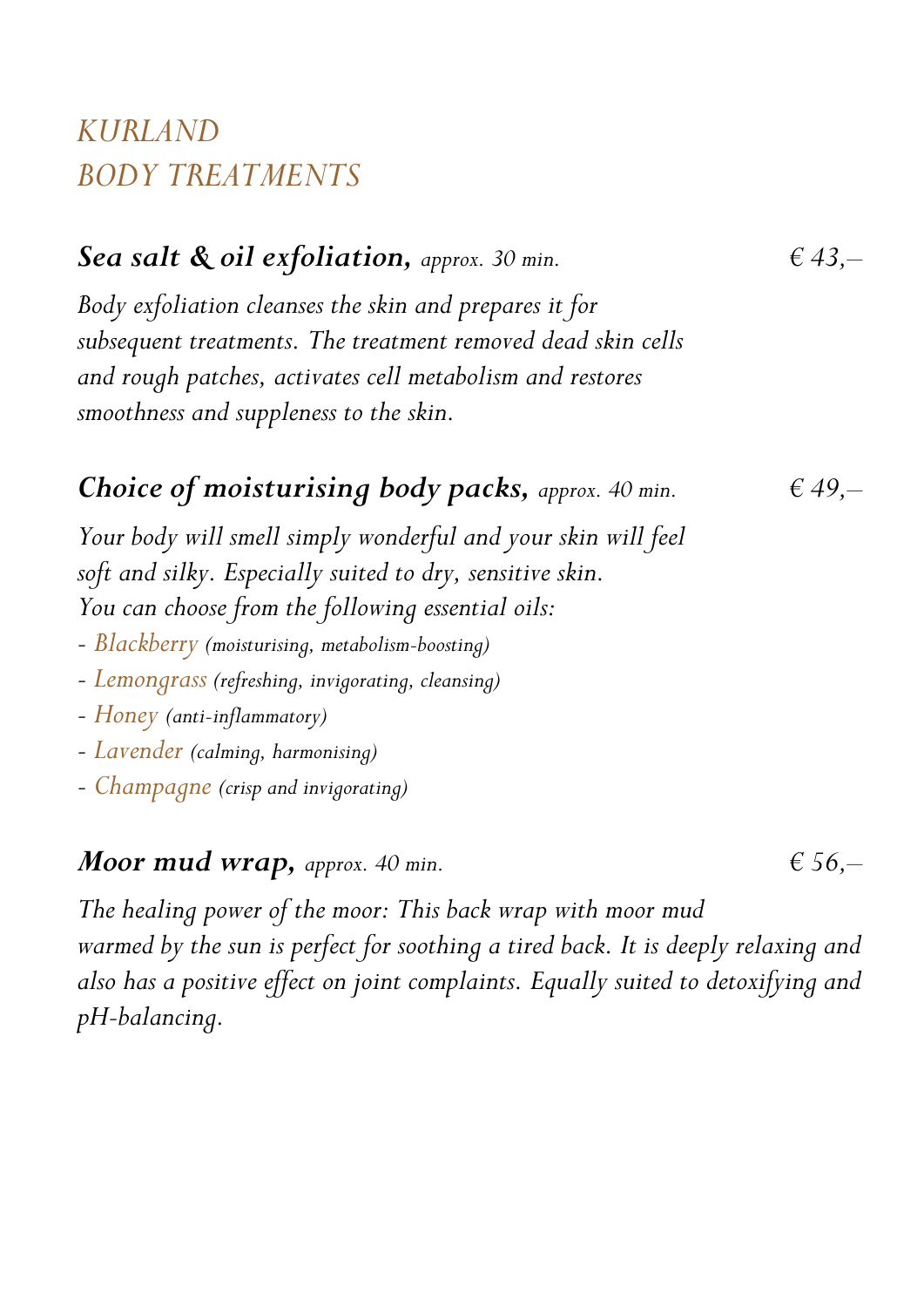# *KURLAND BODY TREATMENTS*

***Sea salt & oil exfoliation,*** *approx. 30 min.* *€ 43,–*

*Body exfoliation cleanses the skin and prepares it for subsequent treatments. The treatment removed dead skin cells and rough patches, activates cell metabolism and restores smoothness and suppleness to the skin.*

***Choice of moisturising body packs,*** *approx. 40 min.* *€ 49,–*

*Your body will smell simply wonderful and your skin will feel soft and silky. Especially suited to dry, sensitive skin. You can choose from the following essential oils:*

- *Blackberry (moisturising, metabolism-boosting)*
- *Lemongrass (refreshing, invigorating, cleansing)*
- *Honey (anti-inflammatory)*
- *Lavender (calming, harmonising)*
- *Champagne (crisp and invigorating)*

***Moor mud wrap,*** *approx. 40 min.* *€ 56,–*

*The healing power of the moor: This back wrap with moor mud warmed by the sun is perfect for soothing a tired back. It is deeply relaxing and also has a positive effect on joint complaints. Equally suited to detoxifying and pH-balancing.*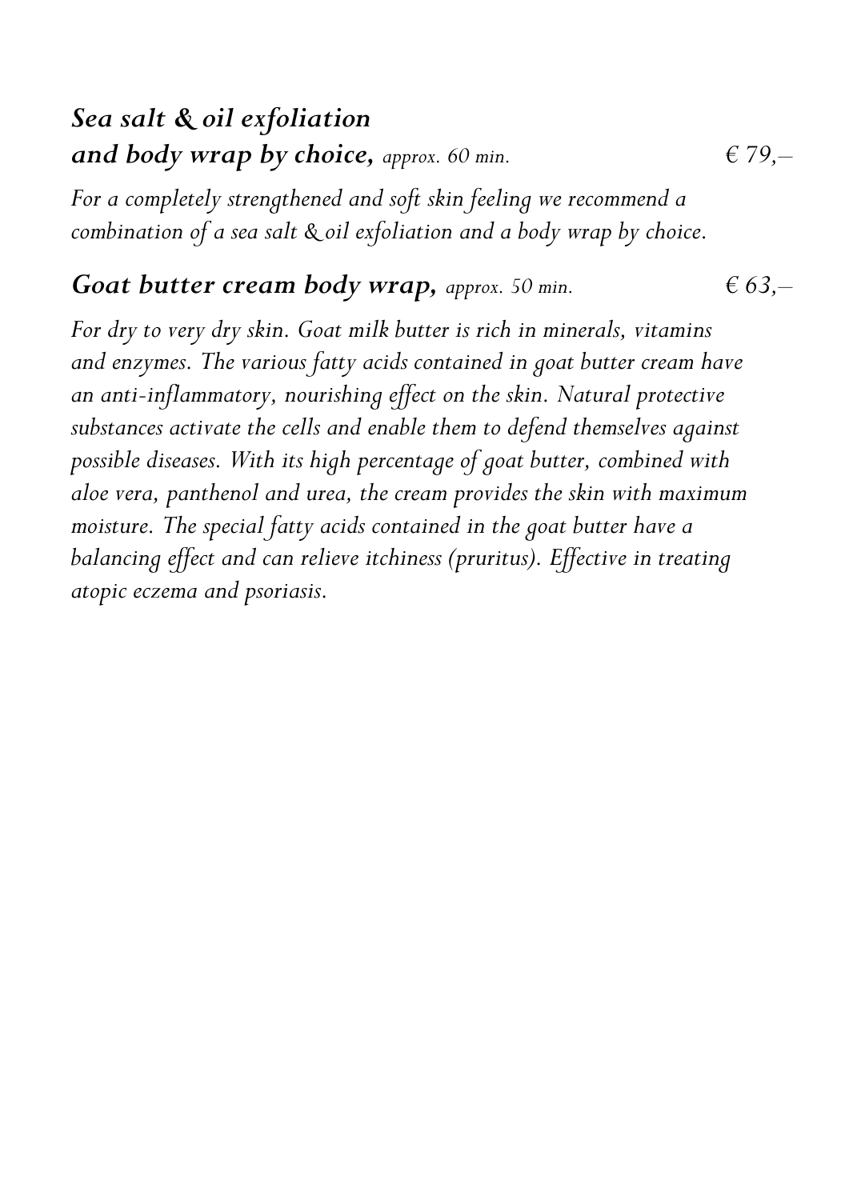### *Sea salt & oil exfoliation and body wrap by choice, approx. 60 min.* *€ 79,–*

*For a completely strengthened and soft skin feeling we recommend a combination of a sea salt & oil exfoliation and a body wrap by choice.*

### *Goat butter cream body wrap, approx. 50 min.* *€ 63,–*

*For dry to very dry skin. Goat milk butter is rich in minerals, vitamins and enzymes. The various fatty acids contained in goat butter cream have an anti-inflammatory, nourishing effect on the skin. Natural protective substances activate the cells and enable them to defend themselves against possible diseases. With its high percentage of goat butter, combined with aloe vera, panthenol and urea, the cream provides the skin with maximum moisture. The special fatty acids contained in the goat butter have a balancing effect and can relieve itchiness (pruritus). Effective in treating atopic eczema and psoriasis.*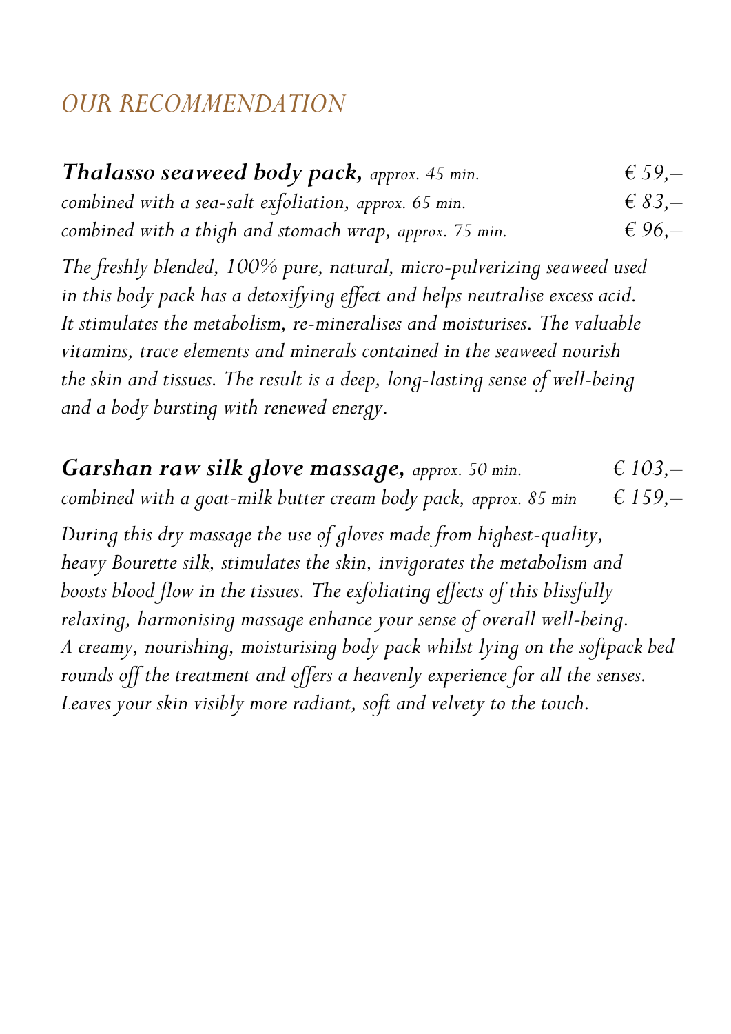## *OUR RECOMMENDATION*

***Thalasso seaweed body pack,*** *approx. 45 min.* *€ 59,–*
*combined with a sea-salt exfoliation, approx. 65 min.* *€ 83,–*
*combined with a thigh and stomach wrap, approx. 75 min.* *€ 96,–*

*The freshly blended, 100% pure, natural, micro-pulverizing seaweed used in this body pack has a detoxifying effect and helps neutralise excess acid. It stimulates the metabolism, re-mineralises and moisturises. The valuable vitamins, trace elements and minerals contained in the seaweed nourish the skin and tissues. The result is a deep, long-lasting sense of well-being and a body bursting with renewed energy.*

***Garshan raw silk glove massage,*** *approx. 50 min.* *€ 103,–*
*combined with a goat-milk butter cream body pack, approx. 85 min* *€ 159,–*

*During this dry massage the use of gloves made from highest-quality, heavy Bourette silk, stimulates the skin, invigorates the metabolism and boosts blood flow in the tissues. The exfoliating effects of this blissfully relaxing, harmonising massage enhance your sense of overall well-being. A creamy, nourishing, moisturising body pack whilst lying on the softpack bed rounds off the treatment and offers a heavenly experience for all the senses. Leaves your skin visibly more radiant, soft and velvety to the touch.*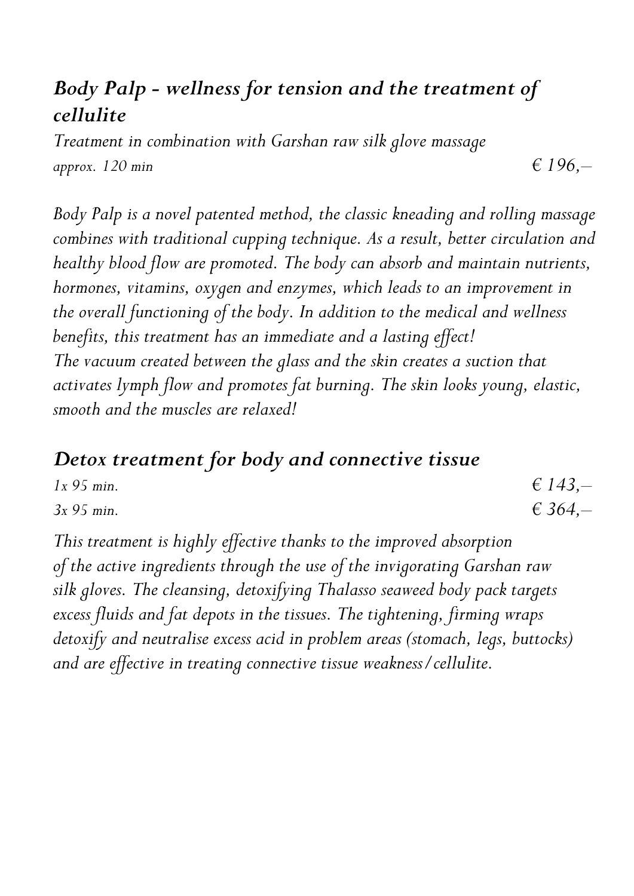## *Body Palp - wellness for tension and the treatment of cellulite*

*Treatment in combination with Garshan raw silk glove massage*

*approx. 120 min* — *€ 196,–*

*Body Palp is a novel patented method, the classic kneading and rolling massage combines with traditional cupping technique. As a result, better circulation and healthy blood flow are promoted. The body can absorb and maintain nutrients, hormones, vitamins, oxygen and enzymes, which leads to an improvement in the overall functioning of the body. In addition to the medical and wellness benefits, this treatment has an immediate and a lasting effect!*
*The vacuum created between the glass and the skin creates a suction that activates lymph flow and promotes fat burning. The skin looks young, elastic, smooth and the muscles are relaxed!*

## *Detox treatment for body and connective tissue*

*1x 95 min.* — *€ 143,–*
*3x 95 min.* — *€ 364,–*

*This treatment is highly effective thanks to the improved absorption of the active ingredients through the use of the invigorating Garshan raw silk gloves. The cleansing, detoxifying Thalasso seaweed body pack targets excess fluids and fat depots in the tissues. The tightening, firming wraps detoxify and neutralise excess acid in problem areas (stomach, legs, buttocks) and are effective in treating connective tissue weakness/cellulite.*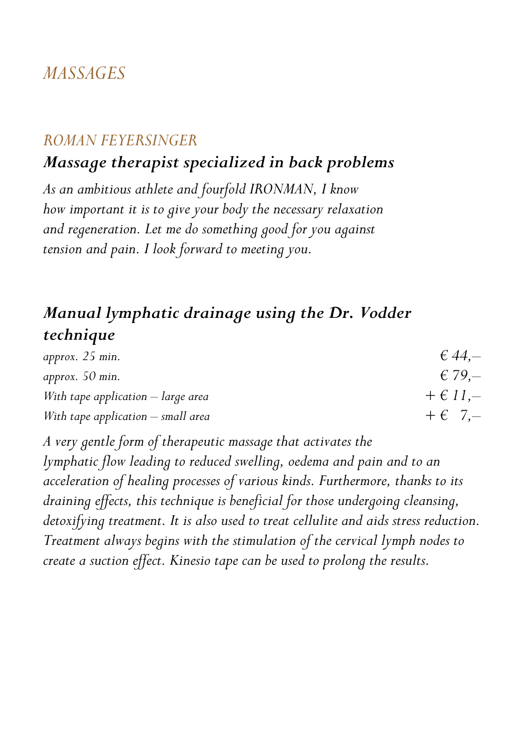# *MASSAGES*

## *ROMAN FEYERSINGER*

### ***Massage therapist specialized in back problems***

*As an ambitious athlete and fourfold IRONMAN, I know how important it is to give your body the necessary relaxation and regeneration. Let me do something good for you against tension and pain. I look forward to meeting you.*

### ***Manual lymphatic drainage using the Dr. Vodder technique***

| | |
|---|---|
| *approx. 25 min.* | *€ 44,–* |
| *approx. 50 min.* | *€ 79,–* |
| *With tape application – large area* | *+ € 11,–* |
| *With tape application – small area* | *+ € 7,–* |

*A very gentle form of therapeutic massage that activates the lymphatic flow leading to reduced swelling, oedema and pain and to an acceleration of healing processes of various kinds. Furthermore, thanks to its draining effects, this technique is beneficial for those undergoing cleansing, detoxifying treatment. It is also used to treat cellulite and aids stress reduction. Treatment always begins with the stimulation of the cervical lymph nodes to create a suction effect. Kinesio tape can be used to prolong the results.*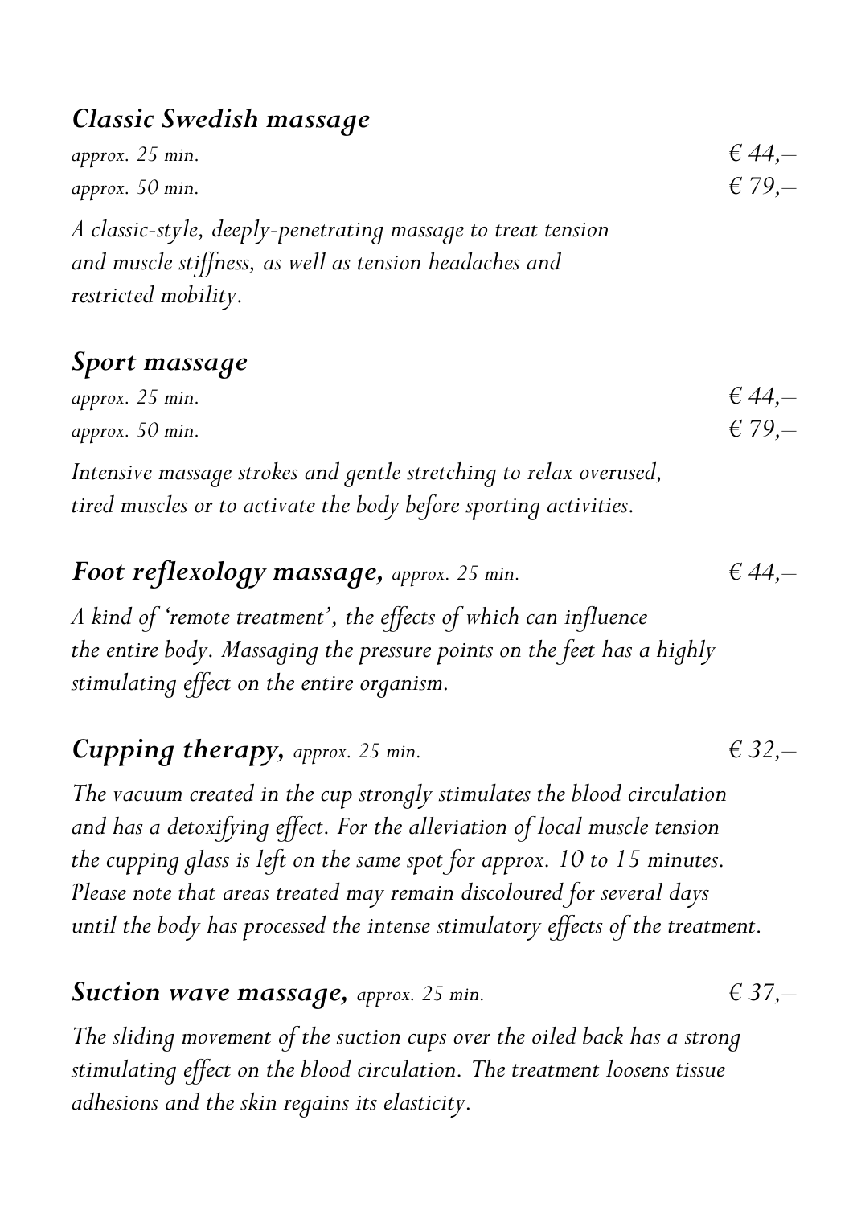### *Classic Swedish massage*

*approx. 25 min.* *€ 44,–*
*approx. 50 min.* *€ 79,–*

*A classic-style, deeply-penetrating massage to treat tension and muscle stiffness, as well as tension headaches and restricted mobility.*

### *Sport massage*

*approx. 25 min.* *€ 44,–*
*approx. 50 min.* *€ 79,–*

*Intensive massage strokes and gentle stretching to relax overused, tired muscles or to activate the body before sporting activities.*

### ***Foot reflexology massage,*** *approx. 25 min.* *€ 44,–*

*A kind of 'remote treatment', the effects of which can influence the entire body. Massaging the pressure points on the feet has a highly stimulating effect on the entire organism.*

### ***Cupping therapy,*** *approx. 25 min.* *€ 32,–*

*The vacuum created in the cup strongly stimulates the blood circulation and has a detoxifying effect. For the alleviation of local muscle tension the cupping glass is left on the same spot for approx. 10 to 15 minutes. Please note that areas treated may remain discoloured for several days until the body has processed the intense stimulatory effects of the treatment.*

### ***Suction wave massage,*** *approx. 25 min.* *€ 37,–*

*The sliding movement of the suction cups over the oiled back has a strong stimulating effect on the blood circulation. The treatment loosens tissue adhesions and the skin regains its elasticity.*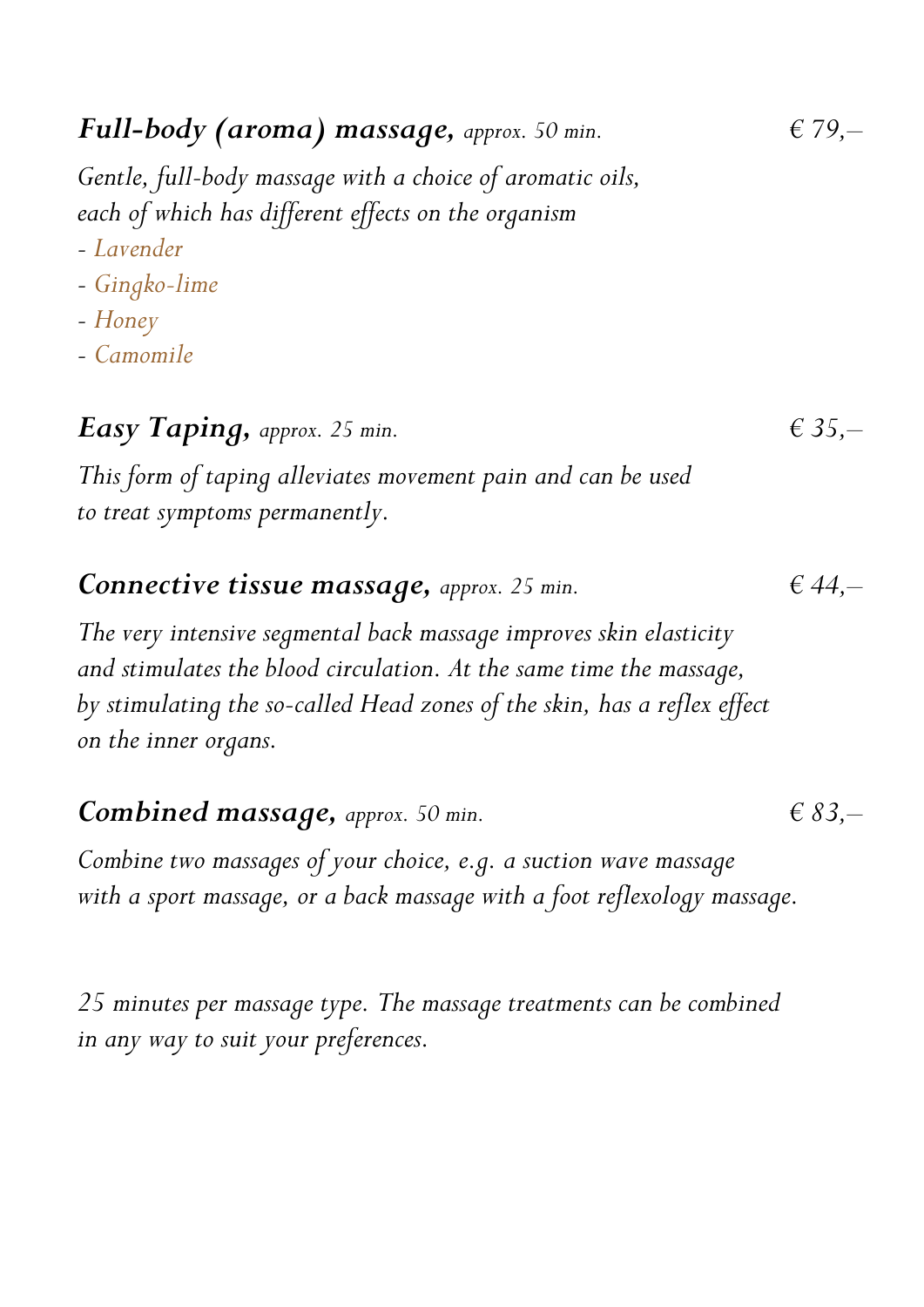### ***Full-body (aroma) massage,*** *approx. 50 min.* *€ 79,–*

*Gentle, full-body massage with a choice of aromatic oils, each of which has different effects on the organism*

- *Lavender*
- *Gingko-lime*
- *Honey*
- *Camomile*

### ***Easy Taping,*** *approx. 25 min.* *€ 35,–*

*This form of taping alleviates movement pain and can be used to treat symptoms permanently.*

### ***Connective tissue massage,*** *approx. 25 min.* *€ 44,–*

*The very intensive segmental back massage improves skin elasticity and stimulates the blood circulation. At the same time the massage, by stimulating the so-called Head zones of the skin, has a reflex effect on the inner organs.*

### ***Combined massage,*** *approx. 50 min.* *€ 83,–*

*Combine two massages of your choice, e.g. a suction wave massage with a sport massage, or a back massage with a foot reflexology massage.*

*25 minutes per massage type. The massage treatments can be combined in any way to suit your preferences.*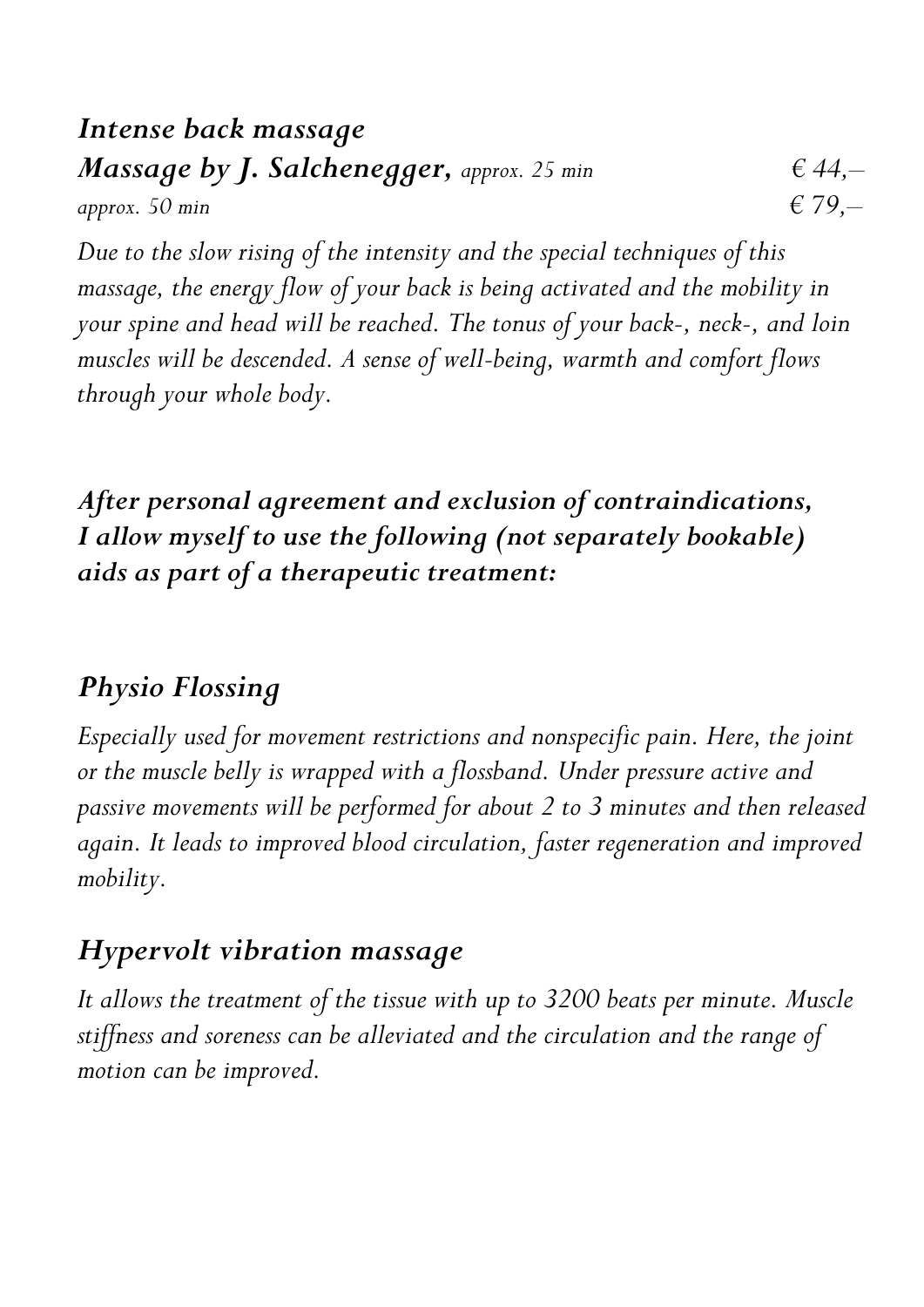## *Intense back massage*

***Massage by J. Salchenegger,*** *approx. 25 min* *€ 44,–*

*approx. 50 min* *€ 79,–*

*Due to the slow rising of the intensity and the special techniques of this massage, the energy flow of your back is being activated and the mobility in your spine and head will be reached. The tonus of your back-, neck-, and loin muscles will be descended. A sense of well-being, warmth and comfort flows through your whole body.*

***After personal agreement and exclusion of contraindications, I allow myself to use the following (not separately bookable) aids as part of a therapeutic treatment:***

## *Physio Flossing*

*Especially used for movement restrictions and nonspecific pain. Here, the joint or the muscle belly is wrapped with a flossband. Under pressure active and passive movements will be performed for about 2 to 3 minutes and then released again. It leads to improved blood circulation, faster regeneration and improved mobility.*

## *Hypervolt vibration massage*

*It allows the treatment of the tissue with up to 3200 beats per minute. Muscle stiffness and soreness can be alleviated and the circulation and the range of motion can be improved.*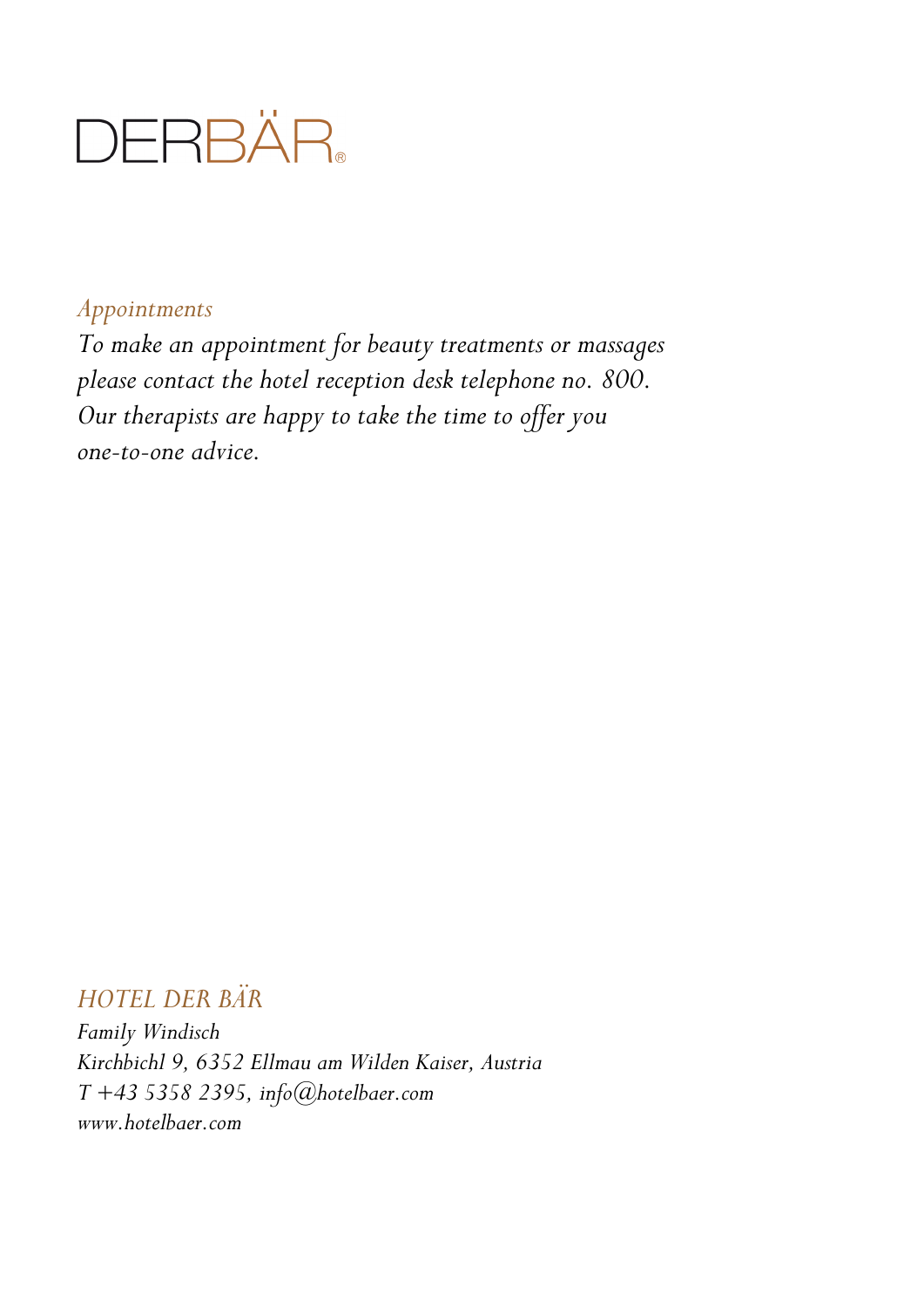DERBÄR®

*Appointments*

*To make an appointment for beauty treatments or massages please contact the hotel reception desk telephone no. 800. Our therapists are happy to take the time to offer you one-to-one advice.*

*HOTEL DER BÄR*

*Family Windisch*
*Kirchbichl 9, 6352 Ellmau am Wilden Kaiser, Austria*
*T +43 5358 2395, info@hotelbaer.com*
*www.hotelbaer.com*